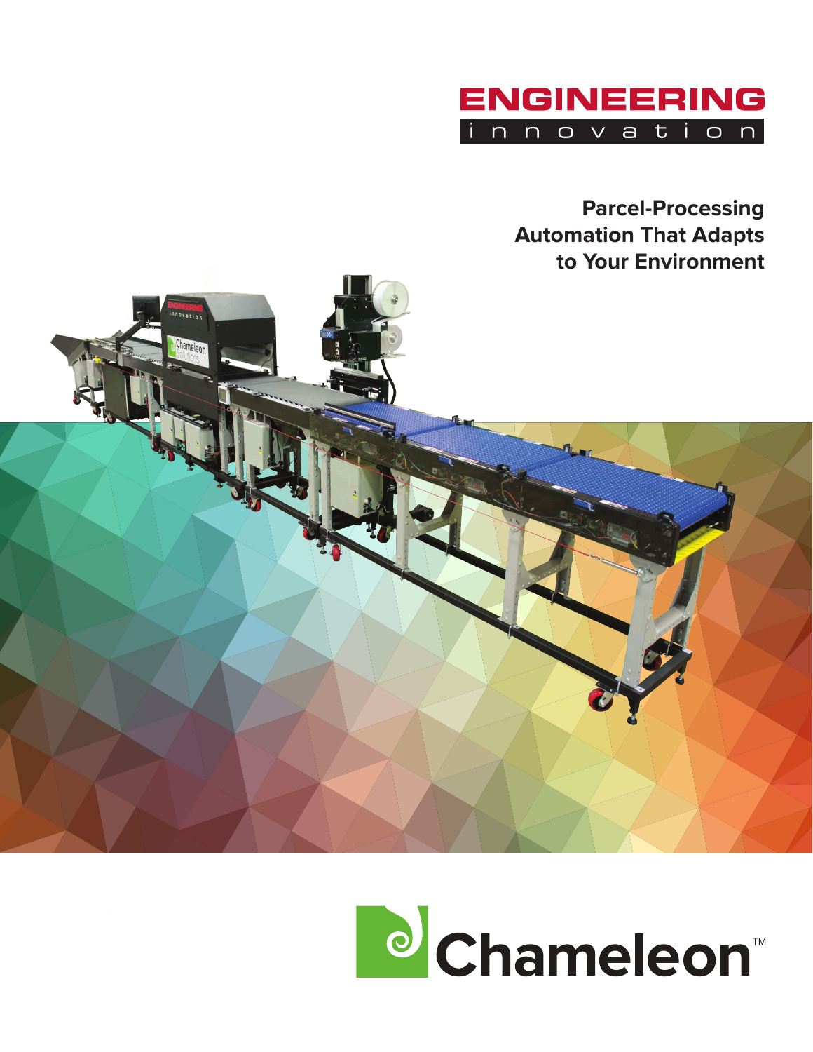ENGINEERING
innovation

# Parcel-Processing Automation That Adapts to Your Environment

Chameleon™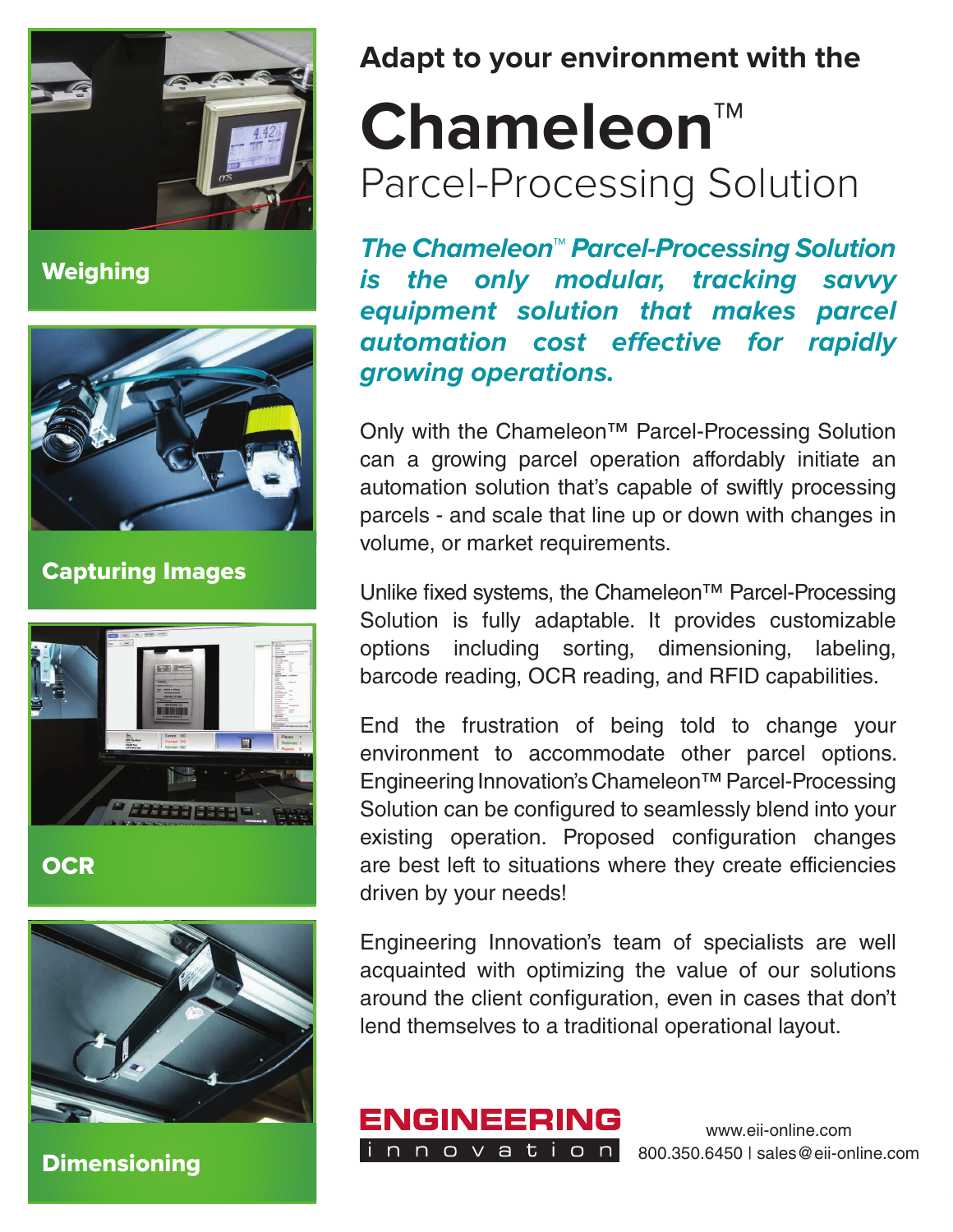Weighing

Capturing Images

OCR

Dimensioning

## Adapt to your environment with the

# Chameleon™
## Parcel-Processing Solution

***The Chameleon™ Parcel-Processing Solution is the only modular, tracking savvy equipment solution that makes parcel automation cost effective for rapidly growing operations.***

Only with the Chameleon™ Parcel-Processing Solution can a growing parcel operation affordably initiate an automation solution that's capable of swiftly processing parcels - and scale that line up or down with changes in volume, or market requirements.

Unlike fixed systems, the Chameleon™ Parcel-Processing Solution is fully adaptable. It provides customizable options including sorting, dimensioning, labeling, barcode reading, OCR reading, and RFID capabilities.

End the frustration of being told to change your environment to accommodate other parcel options. Engineering Innovation's Chameleon™ Parcel-Processing Solution can be configured to seamlessly blend into your existing operation. Proposed configuration changes are best left to situations where they create efficiencies driven by your needs!

Engineering Innovation's team of specialists are well acquainted with optimizing the value of our solutions around the client configuration, even in cases that don't lend themselves to a traditional operational layout.

ENGINEERING innovation

www.eii-online.com
800.350.6450 | sales@eii-online.com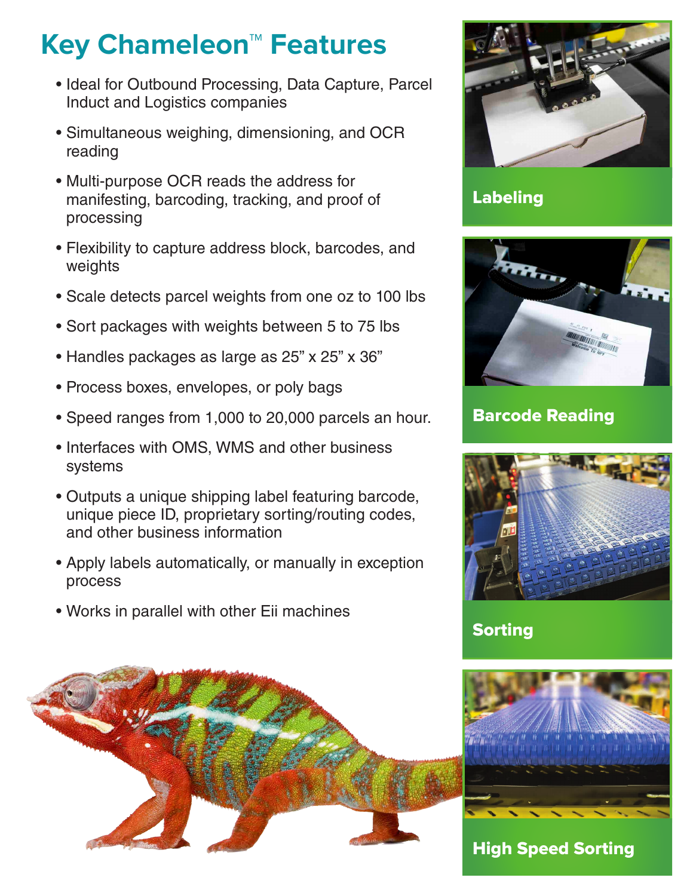# Key Chameleon™ Features

- Ideal for Outbound Processing, Data Capture, Parcel Induct and Logistics companies
- Simultaneous weighing, dimensioning, and OCR reading
- Multi-purpose OCR reads the address for manifesting, barcoding, tracking, and proof of processing
- Flexibility to capture address block, barcodes, and weights
- Scale detects parcel weights from one oz to 100 lbs
- Sort packages with weights between 5 to 75 lbs
- Handles packages as large as 25" x 25" x 36"
- Process boxes, envelopes, or poly bags
- Speed ranges from 1,000 to 20,000 parcels an hour.
- Interfaces with OMS, WMS and other business systems
- Outputs a unique shipping label featuring barcode, unique piece ID, proprietary sorting/routing codes, and other business information
- Apply labels automatically, or manually in exception process
- Works in parallel with other Eii machines

**Labeling**

**Barcode Reading**

**Sorting**

**High Speed Sorting**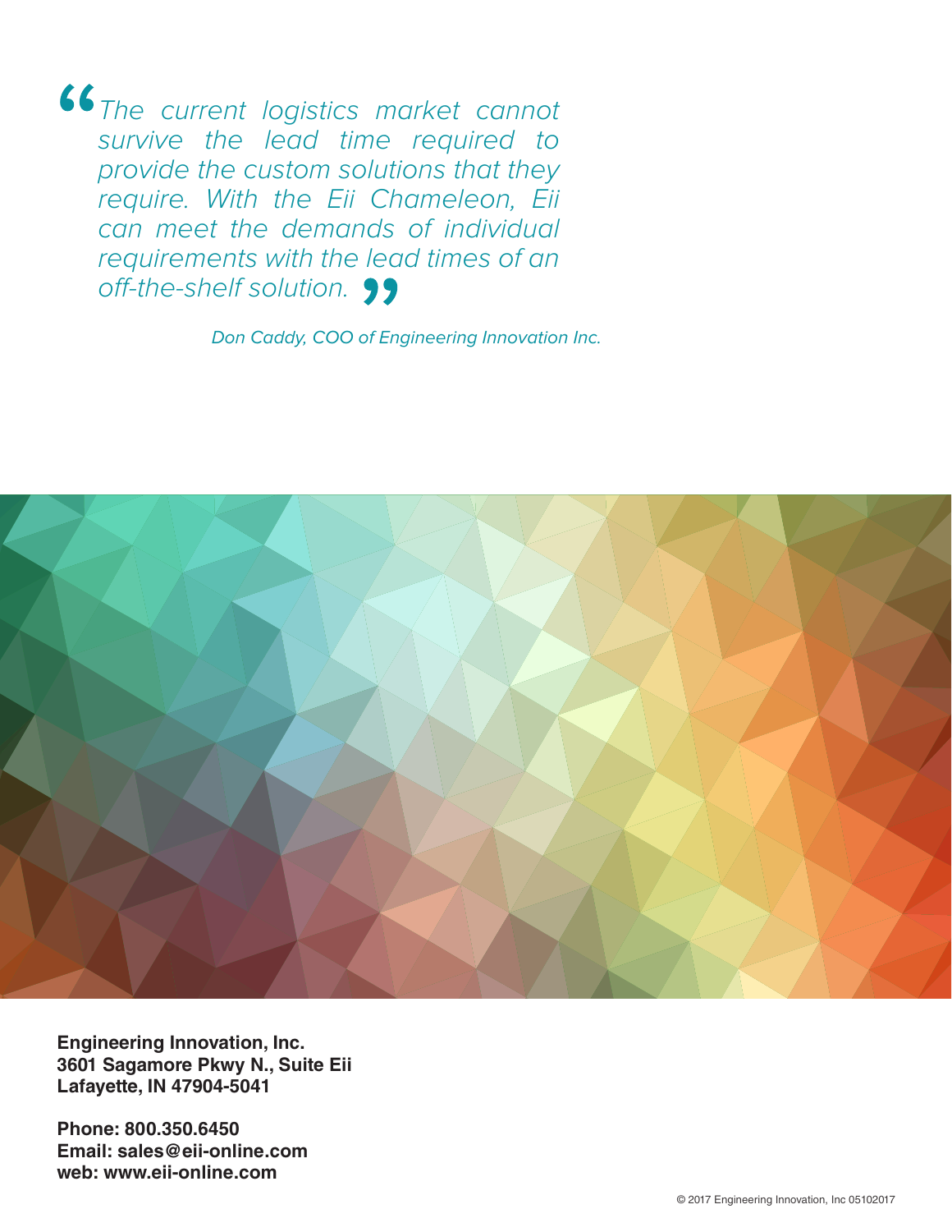> *"The current logistics market cannot survive the lead time required to provide the custom solutions that they require. With the Eii Chameleon, Eii can meet the demands of individual requirements with the lead times of an off-the-shelf solution."*
>
> *Don Caddy, COO of Engineering Innovation Inc.*

**Engineering Innovation, Inc.**
**3601 Sagamore Pkwy N., Suite Eii**
**Lafayette, IN 47904-5041**

**Phone: 800.350.6450**
**Email: sales@eii-online.com**
**web: www.eii-online.com**

© 2017 Engineering Innovation, Inc 05102017